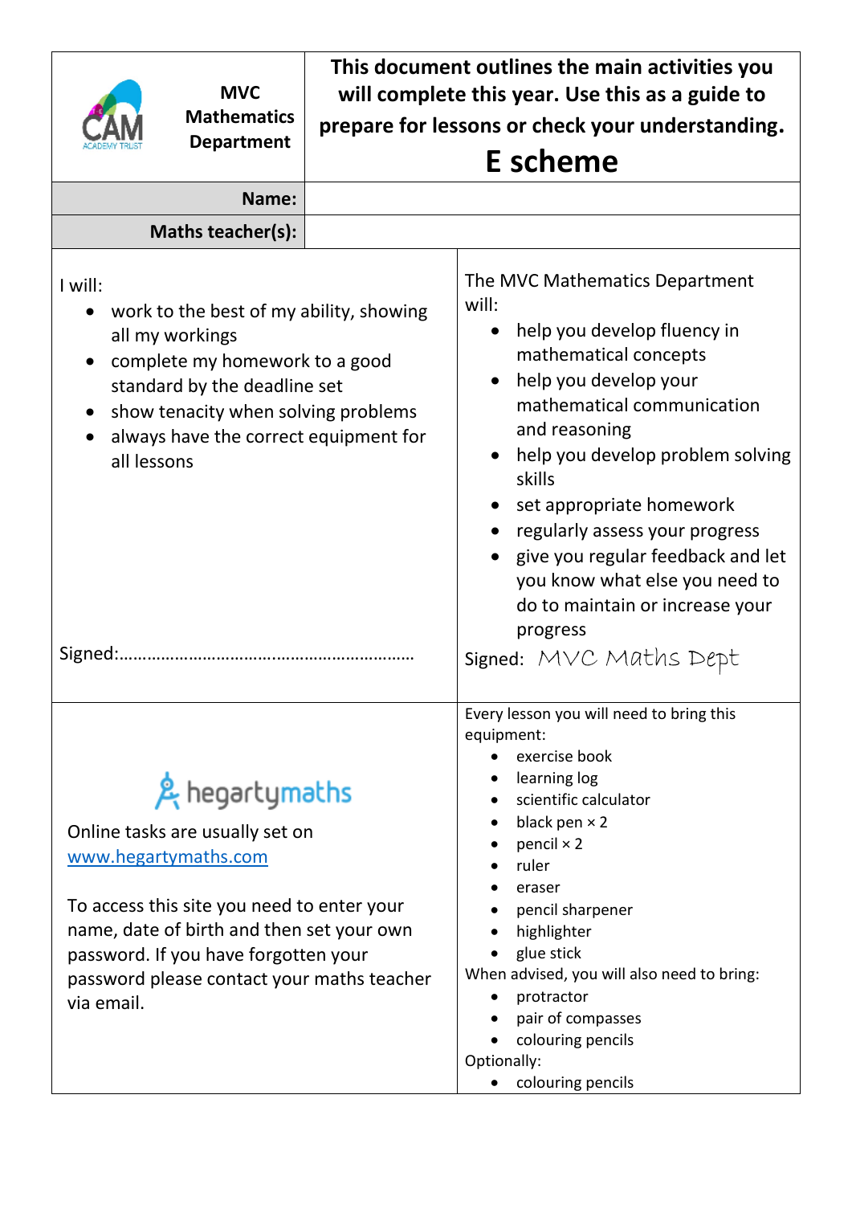**MVC Mathematics Department**

**This document outlines the main activities you will complete this year. Use this as a guide to prepare for lessons or check your understanding.**

# E scheme

| **Name:** | |
|---|---|
| **Maths teacher(s):** | |

I will:

- work to the best of my ability, showing all my workings
- complete my homework to a good standard by the deadline set
- show tenacity when solving problems
- always have the correct equipment for all lessons

Signed:……………………………………………………………

The MVC Mathematics Department will:

- help you develop fluency in mathematical concepts
- help you develop your mathematical communication and reasoning
- help you develop problem solving skills
- set appropriate homework
- regularly assess your progress
- give you regular feedback and let you know what else you need to do to maintain or increase your progress

Signed: MVC Maths Dept

hegartymaths

Online tasks are usually set on [www.hegartymaths.com](www.hegartymaths.com)

To access this site you need to enter your name, date of birth and then set your own password. If you have forgotten your password please contact your maths teacher via email.

Every lesson you will need to bring this equipment:

- exercise book
- learning log
- scientific calculator
- black pen × 2
- pencil × 2
- ruler
- eraser
- pencil sharpener
- highlighter
- glue stick

When advised, you will also need to bring:

- protractor
- pair of compasses
- colouring pencils

Optionally:

- colouring pencils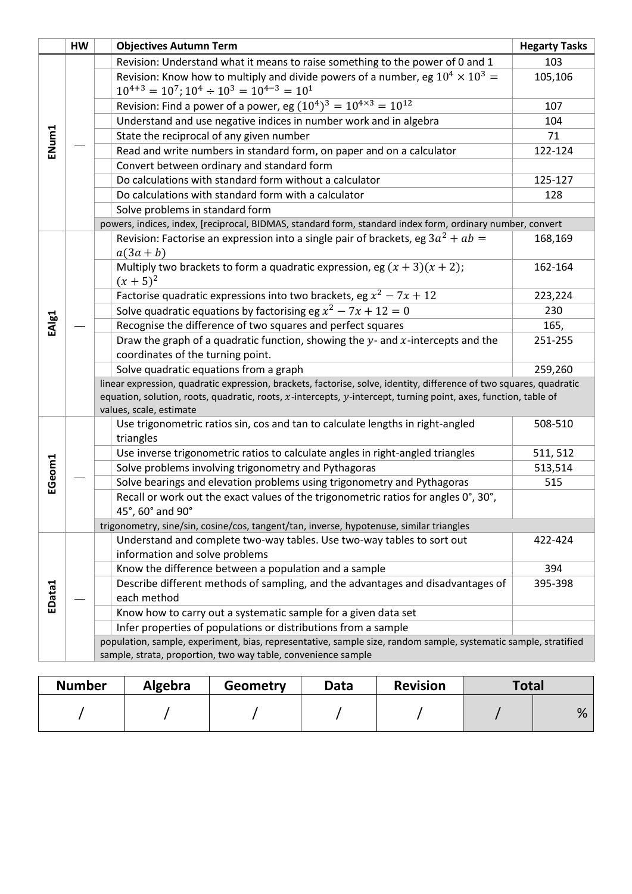| | HW | | Objectives Autumn Term | Hegarty Tasks |
|---|---|---|---|---|
| ENum1 | — | | Revision: Understand what it means to raise something to the power of 0 and 1 | 103 |
| | | | Revision: Know how to multiply and divide powers of a number, eg $10^4 \times 10^3 = 10^{4+3} = 10^7$; $10^4 \div 10^3 = 10^{4-3} = 10^1$ | 105,106 |
| | | | Revision: Find a power of a power, eg $(10^4)^3 = 10^{4\times3} = 10^{12}$ | 107 |
| | | | Understand and use negative indices in number work and in algebra | 104 |
| | | | State the reciprocal of any given number | 71 |
| | | | Read and write numbers in standard form, on paper and on a calculator | 122-124 |
| | | | Convert between ordinary and standard form | |
| | | | Do calculations with standard form without a calculator | 125-127 |
| | | | Do calculations with standard form with a calculator | 128 |
| | | | Solve problems in standard form | |
| | | powers, indices, index, [reciprocal, BIDMAS, standard form, standard index form, ordinary number, convert | | |
| EAlg1 | — | | Revision: Factorise an expression into a single pair of brackets, eg $3a^2 + ab = a(3a + b)$ | 168,169 |
| | | | Multiply two brackets to form a quadratic expression, eg $(x + 3)(x + 2)$; $(x + 5)^2$ | 162-164 |
| | | | Factorise quadratic expressions into two brackets, eg $x^2 - 7x + 12$ | 223,224 |
| | | | Solve quadratic equations by factorising eg $x^2 - 7x + 12 = 0$ | 230 |
| | | | Recognise the difference of two squares and perfect squares | 165, |
| | | | Draw the graph of a quadratic function, showing the $y$- and $x$-intercepts and the coordinates of the turning point. | 251-255 |
| | | | Solve quadratic equations from a graph | 259,260 |
| | | linear expression, quadratic expression, brackets, factorise, solve, identity, difference of two squares, quadratic equation, solution, roots, quadratic, roots, $x$-intercepts, $y$-intercept, turning point, axes, function, table of values, scale, estimate | | |
| EGeom1 | — | | Use trigonometric ratios sin, cos and tan to calculate lengths in right-angled triangles | 508-510 |
| | | | Use inverse trigonometric ratios to calculate angles in right-angled triangles | 511, 512 |
| | | | Solve problems involving trigonometry and Pythagoras | 513,514 |
| | | | Solve bearings and elevation problems using trigonometry and Pythagoras | 515 |
| | | | Recall or work out the exact values of the trigonometric ratios for angles 0°, 30°, 45°, 60° and 90° | |
| | | trigonometry, sine/sin, cosine/cos, tangent/tan, inverse, hypotenuse, similar triangles | | |
| EData1 | — | | Understand and complete two-way tables. Use two-way tables to sort out information and solve problems | 422-424 |
| | | | Know the difference between a population and a sample | 394 |
| | | | Describe different methods of sampling, and the advantages and disadvantages of each method | 395-398 |
| | | | Know how to carry out a systematic sample for a given data set | |
| | | | Infer properties of populations or distributions from a sample | |
| | | population, sample, experiment, bias, representative, sample size, random sample, systematic sample, stratified sample, strata, proportion, two way table, convenience sample | | |

| Number | Algebra | Geometry | Data | Revision | Total | |
|---|---|---|---|---|---|---|
| / | / | / | / | / | / | % |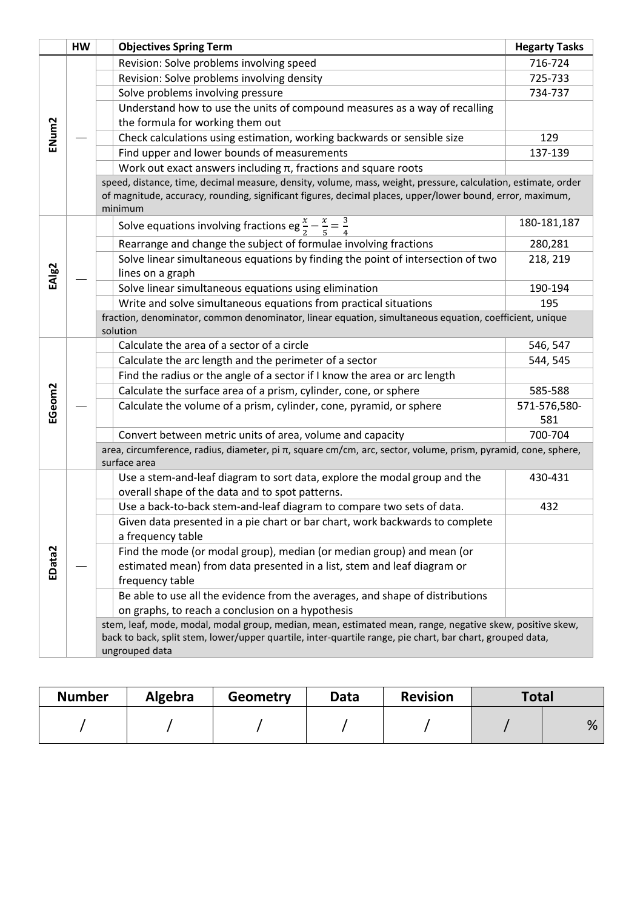| | HW | | Objectives Spring Term | Hegarty Tasks |
|---|---|---|---|---|
| ENum2 | — | | Revision: Solve problems involving speed | 716-724 |
| | | | Revision: Solve problems involving density | 725-733 |
| | | | Solve problems involving pressure | 734-737 |
| | | | Understand how to use the units of compound measures as a way of recalling the formula for working them out | |
| | | | Check calculations using estimation, working backwards or sensible size | 129 |
| | | | Find upper and lower bounds of measurements | 137-139 |
| | | | Work out exact answers including π, fractions and square roots | |
| | | speed, distance, time, decimal measure, density, volume, mass, weight, pressure, calculation, estimate, order of magnitude, accuracy, rounding, significant figures, decimal places, upper/lower bound, error, maximum, minimum | | |
| EAlg2 | — | | Solve equations involving fractions eg $\frac{x}{2} - \frac{x}{5} = \frac{3}{4}$ | 180-181,187 |
| | | | Rearrange and change the subject of formulae involving fractions | 280,281 |
| | | | Solve linear simultaneous equations by finding the point of intersection of two lines on a graph | 218, 219 |
| | | | Solve linear simultaneous equations using elimination | 190-194 |
| | | | Write and solve simultaneous equations from practical situations | 195 |
| | | fraction, denominator, common denominator, linear equation, simultaneous equation, coefficient, unique solution | | |
| EGeom2 | — | | Calculate the area of a sector of a circle | 546, 547 |
| | | | Calculate the arc length and the perimeter of a sector | 544, 545 |
| | | | Find the radius or the angle of a sector if I know the area or arc length | |
| | | | Calculate the surface area of a prism, cylinder, cone, or sphere | 585-588 |
| | | | Calculate the volume of a prism, cylinder, cone, pyramid, or sphere | 571-576,580-581 |
| | | | Convert between metric units of area, volume and capacity | 700-704 |
| | | area, circumference, radius, diameter, pi π, square cm/cm, arc, sector, volume, prism, pyramid, cone, sphere, surface area | | |
| EData2 | — | | Use a stem-and-leaf diagram to sort data, explore the modal group and the overall shape of the data and to spot patterns. | 430-431 |
| | | | Use a back-to-back stem-and-leaf diagram to compare two sets of data. | 432 |
| | | | Given data presented in a pie chart or bar chart, work backwards to complete a frequency table | |
| | | | Find the mode (or modal group), median (or median group) and mean (or estimated mean) from data presented in a list, stem and leaf diagram or frequency table | |
| | | | Be able to use all the evidence from the averages, and shape of distributions on graphs, to reach a conclusion on a hypothesis | |
| | | stem, leaf, mode, modal, modal group, median, mean, estimated mean, range, negative skew, positive skew, back to back, split stem, lower/upper quartile, inter-quartile range, pie chart, bar chart, grouped data, ungrouped data | | |

| Number | Algebra | Geometry | Data | Revision | Total | |
|---|---|---|---|---|---|---|
| / | / | / | / | / | / | % |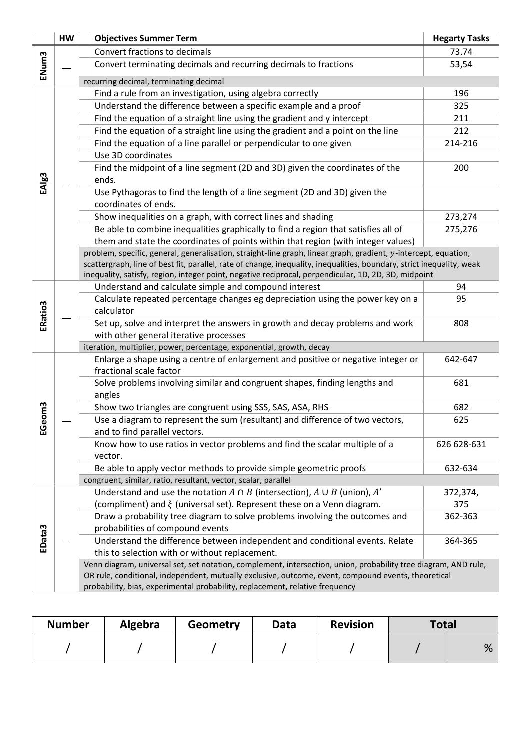| | HW | | Objectives Summer Term | Hegarty Tasks |
|---|---|---|---|---|
| ENum3 | __ | | Convert fractions to decimals | 73.74 |
| | | | Convert terminating decimals and recurring decimals to fractions | 53,54 |
| | | recurring decimal, terminating decimal | | |
| EAlg3 | __ | | Find a rule from an investigation, using algebra correctly | 196 |
| | | | Understand the difference between a specific example and a proof | 325 |
| | | | Find the equation of a straight line using the gradient and y intercept | 211 |
| | | | Find the equation of a straight line using the gradient and a point on the line | 212 |
| | | | Find the equation of a line parallel or perpendicular to one given | 214-216 |
| | | | Use 3D coordinates | |
| | | | Find the midpoint of a line segment (2D and 3D) given the coordinates of the ends. | 200 |
| | | | Use Pythagoras to find the length of a line segment (2D and 3D) given the coordinates of ends. | |
| | | | Show inequalities on a graph, with correct lines and shading | 273,274 |
| | | | Be able to combine inequalities graphically to find a region that satisfies all of them and state the coordinates of points within that region (with integer values) | 275,276 |
| | | problem, specific, general, generalisation, straight-line graph, linear graph, gradient, $y$-intercept, equation, scattergraph, line of best fit, parallel, rate of change, inequality, inequalities, boundary, strict inequality, weak inequality, satisfy, region, integer point, negative reciprocal, perpendicular, 1D, 2D, 3D, midpoint | | |
| ERatio3 | __ | | Understand and calculate simple and compound interest | 94 |
| | | | Calculate repeated percentage changes eg depreciation using the power key on a calculator | 95 |
| | | | Set up, solve and interpret the answers in growth and decay problems and work with other general iterative processes | 808 |
| | | iteration, multiplier, power, percentage, exponential, growth, decay | | |
| EGeom3 | __ | | Enlarge a shape using a centre of enlargement and positive or negative integer or fractional scale factor | 642-647 |
| | | | Solve problems involving similar and congruent shapes, finding lengths and angles | 681 |
| | | | Show two triangles are congruent using SSS, SAS, ASA, RHS | 682 |
| | | | Use a diagram to represent the sum (resultant) and difference of two vectors, and to find parallel vectors. | 625 |
| | | | Know how to use ratios in vector problems and find the scalar multiple of a vector. | 626 628-631 |
| | | | Be able to apply vector methods to provide simple geometric proofs | 632-634 |
| | | congruent, similar, ratio, resultant, vector, scalar, parallel | | |
| EData3 | __ | | Understand and use the notation $A \cap B$ (intersection), $A \cup B$ (union), $A'$ (compliment) and $\xi$ (universal set). Represent these on a Venn diagram. | 372,374, 375 |
| | | | Draw a probability tree diagram to solve problems involving the outcomes and probabilities of compound events | 362-363 |
| | | | Understand the difference between independent and conditional events. Relate this to selection with or without replacement. | 364-365 |
| | | Venn diagram, universal set, set notation, complement, intersection, union, probability tree diagram, AND rule, OR rule, conditional, independent, mutually exclusive, outcome, event, compound events, theoretical probability, bias, experimental probability, replacement, relative frequency | | |

| Number | Algebra | Geometry | Data | Revision | Total | |
|---|---|---|---|---|---|---|
| / | / | / | / | / | / | % |